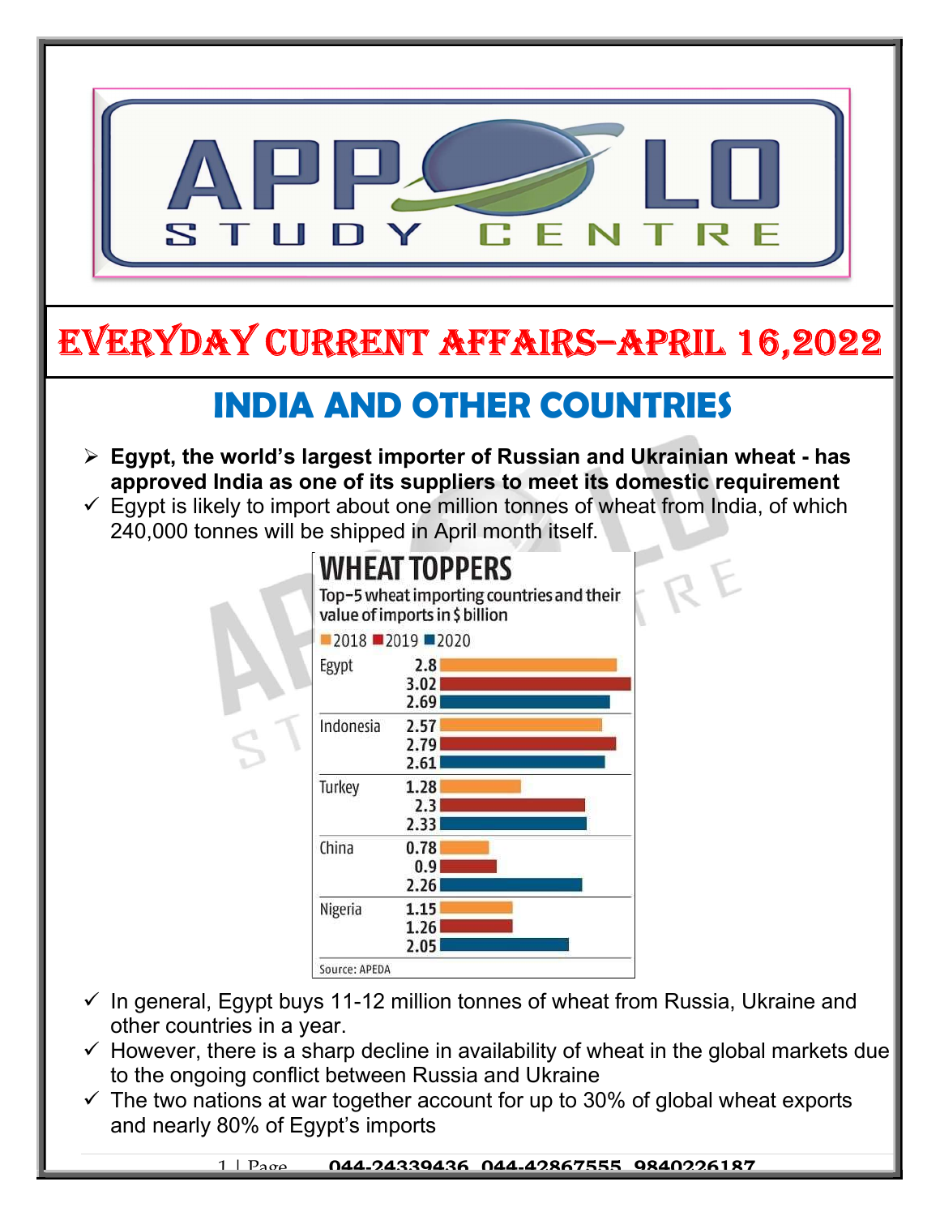# EVERYDAY CURRENT AFFAIRS–APRIL 16,2022

## INDIA AND OTHER COUNTRIES

- **Egypt, the world's largest importer of Russian and Ukrainian wheat - has approved India as one of its suppliers to meet its domestic requirement**
- Egypt is likely to import about one million tonnes of wheat from India, of which 240,000 tonnes will be shipped in April month itself.

**WHEAT TOPPERS**

Top-5 wheat importing countries and their value of imports in $ billion

| Country | 2018 | 2019 | 2020 |
|---|---|---|---|
| Egypt | 2.8 | 3.02 | 2.69 |
| Indonesia | 2.57 | 2.79 | 2.61 |
| Turkey | 1.28 | 2.3 | 2.33 |
| China | 0.78 | 0.9 | 2.26 |
| Nigeria | 1.15 | 1.26 | 2.05 |

Source: APEDA

- In general, Egypt buys 11-12 million tonnes of wheat from Russia, Ukraine and other countries in a year.
- However, there is a sharp decline in availability of wheat in the global markets due to the ongoing conflict between Russia and Ukraine
- The two nations at war together account for up to 30% of global wheat exports and nearly 80% of Egypt's imports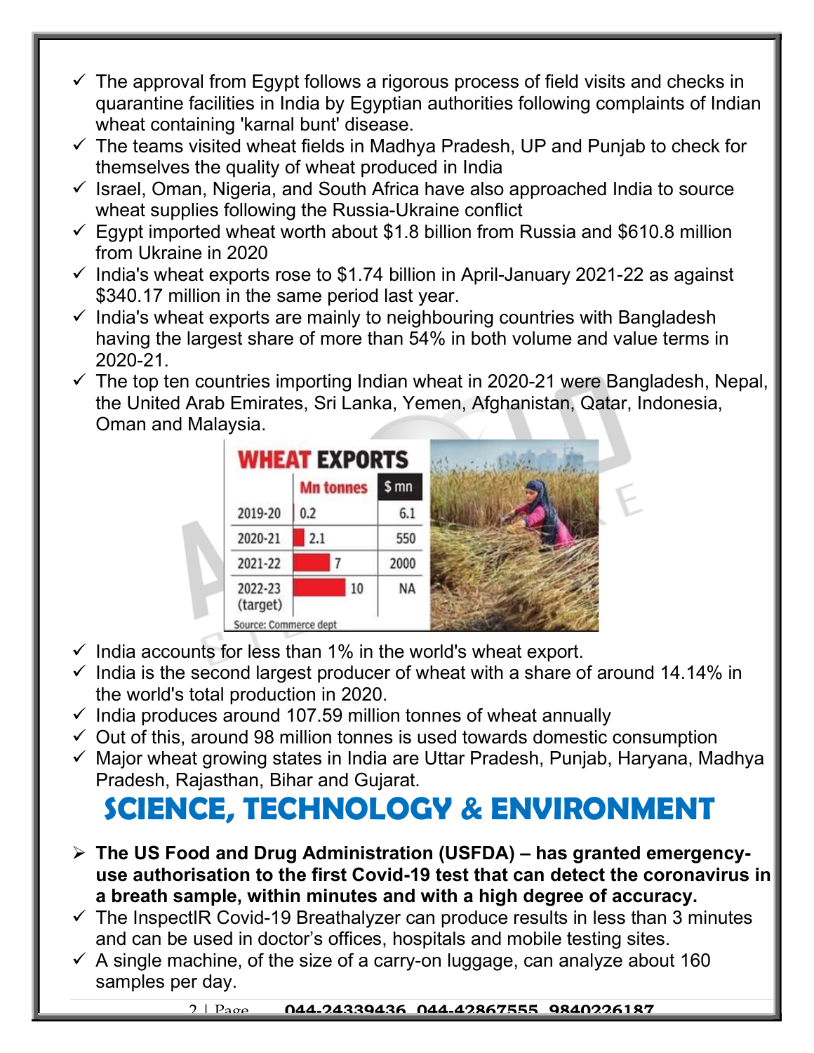- ✓ The approval from Egypt follows a rigorous process of field visits and checks in quarantine facilities in India by Egyptian authorities following complaints of Indian wheat containing 'karnal bunt' disease.
- ✓ The teams visited wheat fields in Madhya Pradesh, UP and Punjab to check for themselves the quality of wheat produced in India
- ✓ Israel, Oman, Nigeria, and South Africa have also approached India to source wheat supplies following the Russia-Ukraine conflict
- ✓ Egypt imported wheat worth about $1.8 billion from Russia and $610.8 million from Ukraine in 2020
- ✓ India's wheat exports rose to $1.74 billion in April-January 2021-22 as against $340.17 million in the same period last year.
- ✓ India's wheat exports are mainly to neighbouring countries with Bangladesh having the largest share of more than 54% in both volume and value terms in 2020-21.
- ✓ The top ten countries importing Indian wheat in 2020-21 were Bangladesh, Nepal, the United Arab Emirates, Sri Lanka, Yemen, Afghanistan, Qatar, Indonesia, Oman and Malaysia.

**WHEAT EXPORTS**

| | Mn tonnes | $ mn |
|---|---|---|
| 2019-20 | 0.2 | 6.1 |
| 2020-21 | 2.1 | 550 |
| 2021-22 | 7 | 2000 |
| 2022-23 (target) | 10 | NA |

Source: Commerce dept

- ✓ India accounts for less than 1% in the world's wheat export.
- ✓ India is the second largest producer of wheat with a share of around 14.14% in the world's total production in 2020.
- ✓ India produces around 107.59 million tonnes of wheat annually
- ✓ Out of this, around 98 million tonnes is used towards domestic consumption
- ✓ Major wheat growing states in India are Uttar Pradesh, Punjab, Haryana, Madhya Pradesh, Rajasthan, Bihar and Gujarat.

# SCIENCE, TECHNOLOGY & ENVIRONMENT

- **The US Food and Drug Administration (USFDA) – has granted emergency-use authorisation to the first Covid-19 test that can detect the coronavirus in a breath sample, within minutes and with a high degree of accuracy.**
- ✓ The InspectIR Covid-19 Breathalyzer can produce results in less than 3 minutes and can be used in doctor's offices, hospitals and mobile testing sites.
- ✓ A single machine, of the size of a carry-on luggage, can analyze about 160 samples per day.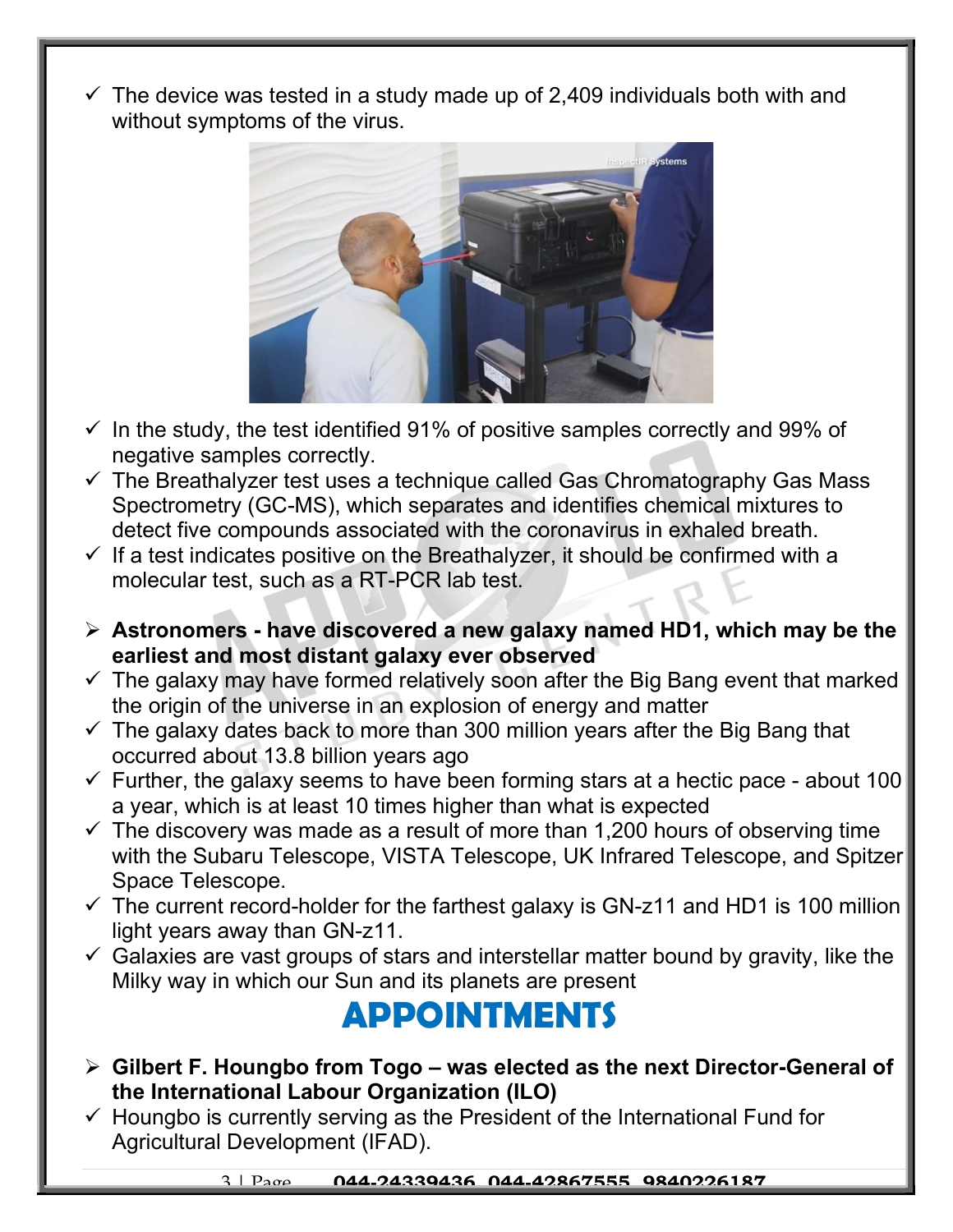- ✓ The device was tested in a study made up of 2,409 individuals both with and without symptoms of the virus.
- ✓ In the study, the test identified 91% of positive samples correctly and 99% of negative samples correctly.
- ✓ The Breathalyzer test uses a technique called Gas Chromatography Gas Mass Spectrometry (GC-MS), which separates and identifies chemical mixtures to detect five compounds associated with the coronavirus in exhaled breath.
- ✓ If a test indicates positive on the Breathalyzer, it should be confirmed with a molecular test, such as a RT-PCR lab test.

- ➢ **Astronomers - have discovered a new galaxy named HD1, which may be the earliest and most distant galaxy ever observed**
- ✓ The galaxy may have formed relatively soon after the Big Bang event that marked the origin of the universe in an explosion of energy and matter
- ✓ The galaxy dates back to more than 300 million years after the Big Bang that occurred about 13.8 billion years ago
- ✓ Further, the galaxy seems to have been forming stars at a hectic pace - about 100 a year, which is at least 10 times higher than what is expected
- ✓ The discovery was made as a result of more than 1,200 hours of observing time with the Subaru Telescope, VISTA Telescope, UK Infrared Telescope, and Spitzer Space Telescope.
- ✓ The current record-holder for the farthest galaxy is GN-z11 and HD1 is 100 million light years away than GN-z11.
- ✓ Galaxies are vast groups of stars and interstellar matter bound by gravity, like the Milky way in which our Sun and its planets are present

# APPOINTMENTS

- ➢ **Gilbert F. Houngbo from Togo – was elected as the next Director-General of the International Labour Organization (ILO)**
- ✓ Houngbo is currently serving as the President of the International Fund for Agricultural Development (IFAD).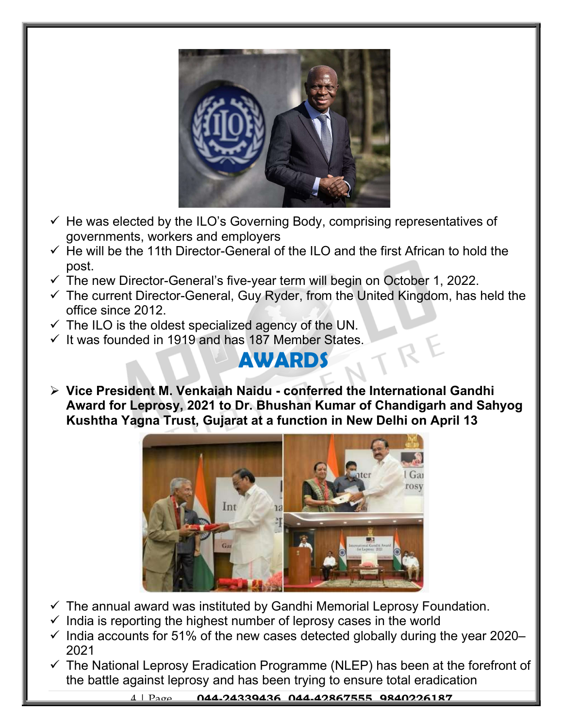- ✓ He was elected by the ILO's Governing Body, comprising representatives of governments, workers and employers
- ✓ He will be the 11th Director-General of the ILO and the first African to hold the post.
- ✓ The new Director-General's five-year term will begin on October 1, 2022.
- ✓ The current Director-General, Guy Ryder, from the United Kingdom, has held the office since 2012.
- ✓ The ILO is the oldest specialized agency of the UN.
- ✓ It was founded in 1919 and has 187 Member States.

## AWARDS

- **Vice President M. Venkaiah Naidu - conferred the International Gandhi Award for Leprosy, 2021 to Dr. Bhushan Kumar of Chandigarh and Sahyog Kushtha Yagna Trust, Gujarat at a function in New Delhi on April 13**

- ✓ The annual award was instituted by Gandhi Memorial Leprosy Foundation.
- ✓ India is reporting the highest number of leprosy cases in the world
- ✓ India accounts for 51% of the new cases detected globally during the year 2020–2021
- ✓ The National Leprosy Eradication Programme (NLEP) has been at the forefront of the battle against leprosy and has been trying to ensure total eradication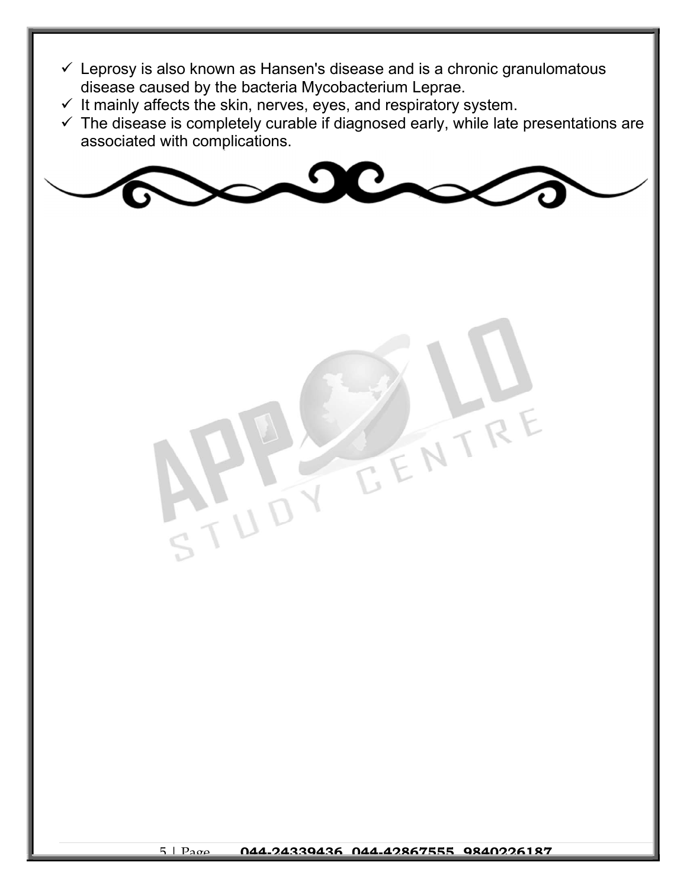- Leprosy is also known as Hansen's disease and is a chronic granulomatous disease caused by the bacteria Mycobacterium Leprae.
- It mainly affects the skin, nerves, eyes, and respiratory system.
- The disease is completely curable if diagnosed early, while late presentations are associated with complications.